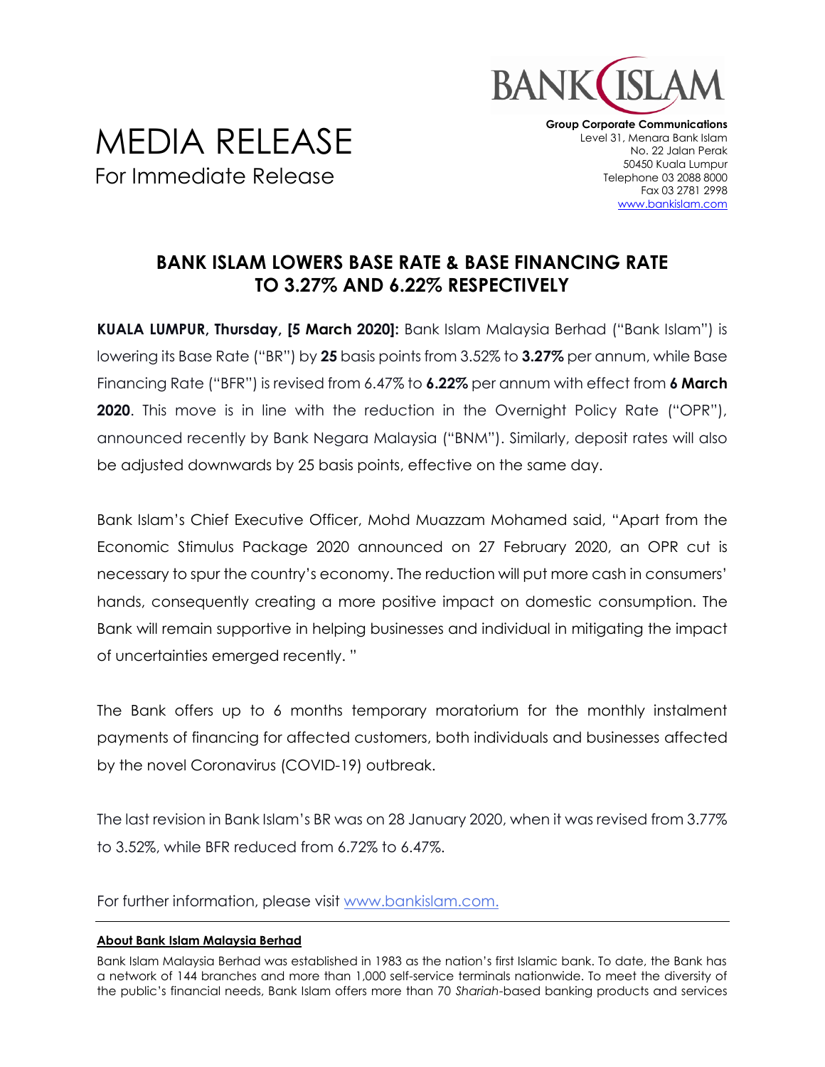BANK ISLAM

**Group Corporate Communications**
Level 31, Menara Bank Islam
No. 22 Jalan Perak
50450 Kuala Lumpur
Telephone 03 2088 8000
Fax 03 2781 2998
www.bankislam.com

# MEDIA RELEASE

For Immediate Release

## BANK ISLAM LOWERS BASE RATE & BASE FINANCING RATE TO 3.27% AND 6.22% RESPECTIVELY

**KUALA LUMPUR, Thursday, [5 March 2020]:** Bank Islam Malaysia Berhad ("Bank Islam") is lowering its Base Rate ("BR") by **25** basis points from 3.52% to **3.27%** per annum, while Base Financing Rate ("BFR") is revised from 6.47% to **6.22%** per annum with effect from **6 March 2020**. This move is in line with the reduction in the Overnight Policy Rate ("OPR"), announced recently by Bank Negara Malaysia ("BNM"). Similarly, deposit rates will also be adjusted downwards by 25 basis points, effective on the same day.

Bank Islam's Chief Executive Officer, Mohd Muazzam Mohamed said, "Apart from the Economic Stimulus Package 2020 announced on 27 February 2020, an OPR cut is necessary to spur the country's economy. The reduction will put more cash in consumers' hands, consequently creating a more positive impact on domestic consumption. The Bank will remain supportive in helping businesses and individual in mitigating the impact of uncertainties emerged recently. "

The Bank offers up to 6 months temporary moratorium for the monthly instalment payments of financing for affected customers, both individuals and businesses affected by the novel Coronavirus (COVID-19) outbreak.

The last revision in Bank Islam's BR was on 28 January 2020, when it was revised from 3.77% to 3.52%, while BFR reduced from 6.72% to 6.47%.

For further information, please visit www.bankislam.com.

---

**About Bank Islam Malaysia Berhad**

Bank Islam Malaysia Berhad was established in 1983 as the nation's first Islamic bank. To date, the Bank has a network of 144 branches and more than 1,000 self-service terminals nationwide. To meet the diversity of the public's financial needs, Bank Islam offers more than 70 *Shariah*-based banking products and services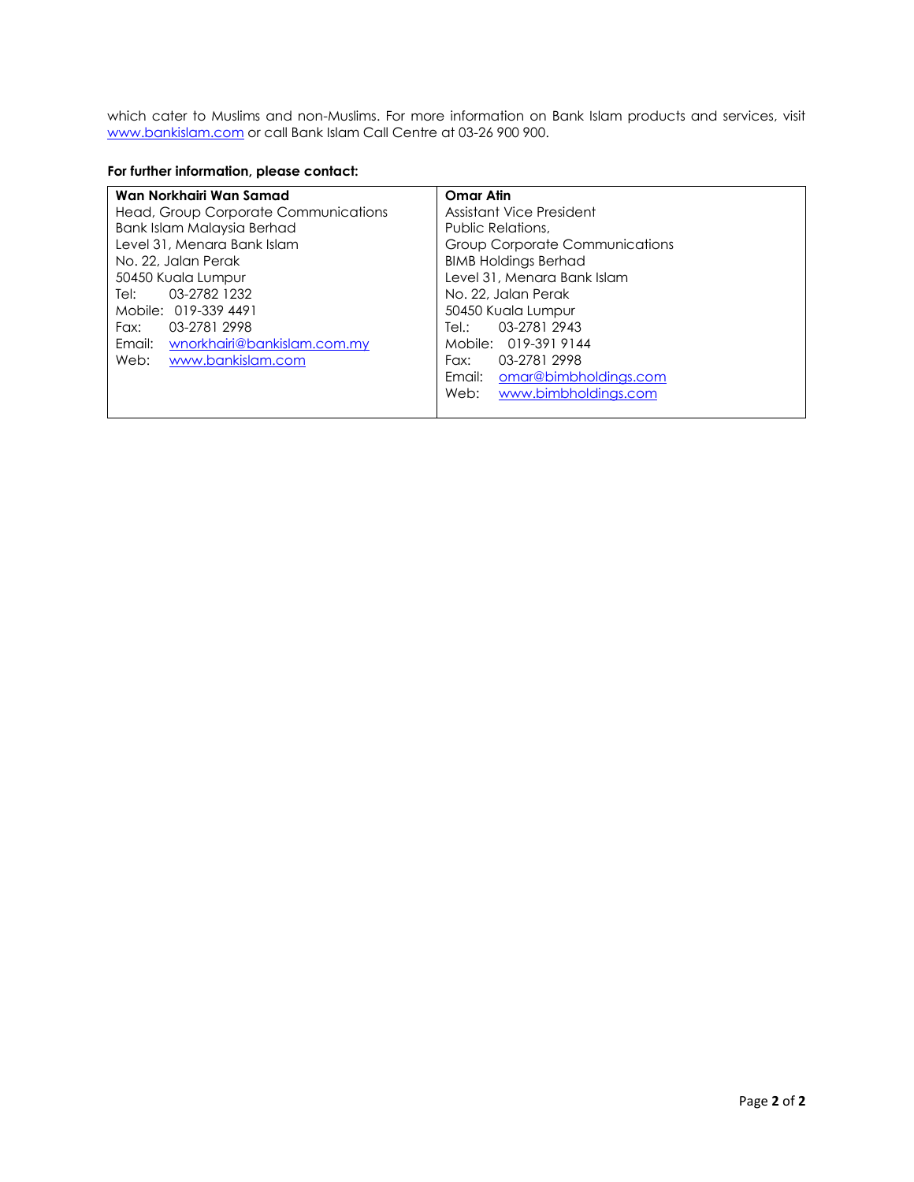which cater to Muslims and non-Muslims. For more information on Bank Islam products and services, visit www.bankislam.com or call Bank Islam Call Centre at 03-26 900 900.

**For further information, please contact:**

| | |
|---|---|
| **Wan Norkhairi Wan Samad**<br>Head, Group Corporate Communications<br>Bank Islam Malaysia Berhad<br>Level 31, Menara Bank Islam<br>No. 22, Jalan Perak<br>50450 Kuala Lumpur<br>Tel: 03-2782 1232<br>Mobile: 019-339 4491<br>Fax: 03-2781 2998<br>Email: wnorkhairi@bankislam.com.my<br>Web: www.bankislam.com | **Omar Atin**<br>Assistant Vice President<br>Public Relations,<br>Group Corporate Communications<br>BIMB Holdings Berhad<br>Level 31, Menara Bank Islam<br>No. 22, Jalan Perak<br>50450 Kuala Lumpur<br>Tel.: 03-2781 2943<br>Mobile: 019-391 9144<br>Fax: 03-2781 2998<br>Email: omar@bimbholdings.com<br>Web: www.bimbholdings.com |